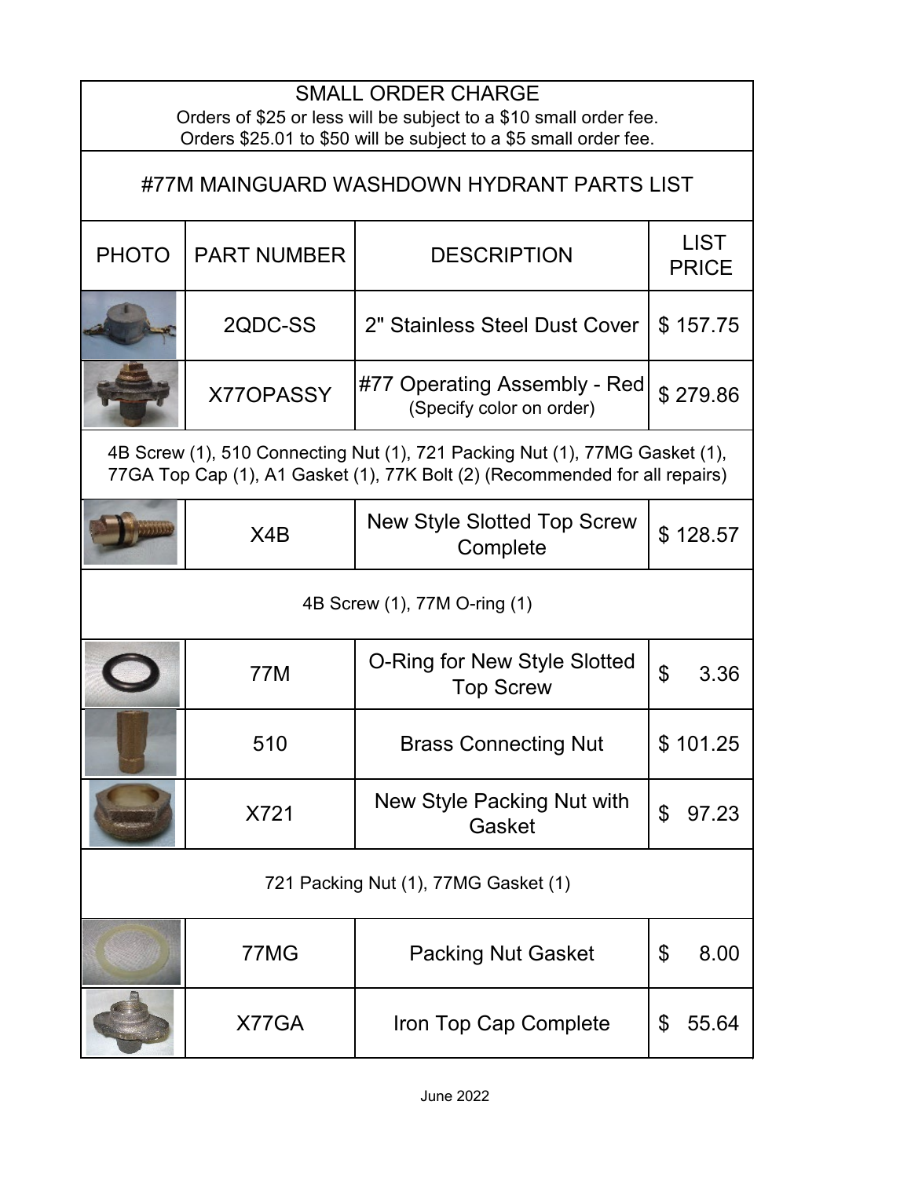## SMALL ORDER CHARGE

Orders of $25 or less will be subject to a $10 small order fee.
Orders $25.01 to $50 will be subject to a $5 small order fee.

## #77M MAINGUARD WASHDOWN HYDRANT PARTS LIST

| PHOTO | PART NUMBER | DESCRIPTION | LIST PRICE |
|---|---|---|---|
| | 2QDC-SS | 2" Stainless Steel Dust Cover | $ 157.75 |
| | X77OPASSY | #77 Operating Assembly - Red (Specify color on order) | $ 279.86 |
| 4B Screw (1), 510 Connecting Nut (1), 721 Packing Nut (1), 77MG Gasket (1), 77GA Top Cap (1), A1 Gasket (1), 77K Bolt (2) (Recommended for all repairs) | | | |
| | X4B | New Style Slotted Top Screw Complete | $ 128.57 |
| 4B Screw (1), 77M O-ring (1) | | | |
| | 77M | O-Ring for New Style Slotted Top Screw | $ 3.36 |
| | 510 | Brass Connecting Nut | $ 101.25 |
| | X721 | New Style Packing Nut with Gasket | $ 97.23 |
| 721 Packing Nut (1), 77MG Gasket (1) | | | |
| | 77MG | Packing Nut Gasket | $ 8.00 |
| | X77GA | Iron Top Cap Complete | $ 55.64 |

June 2022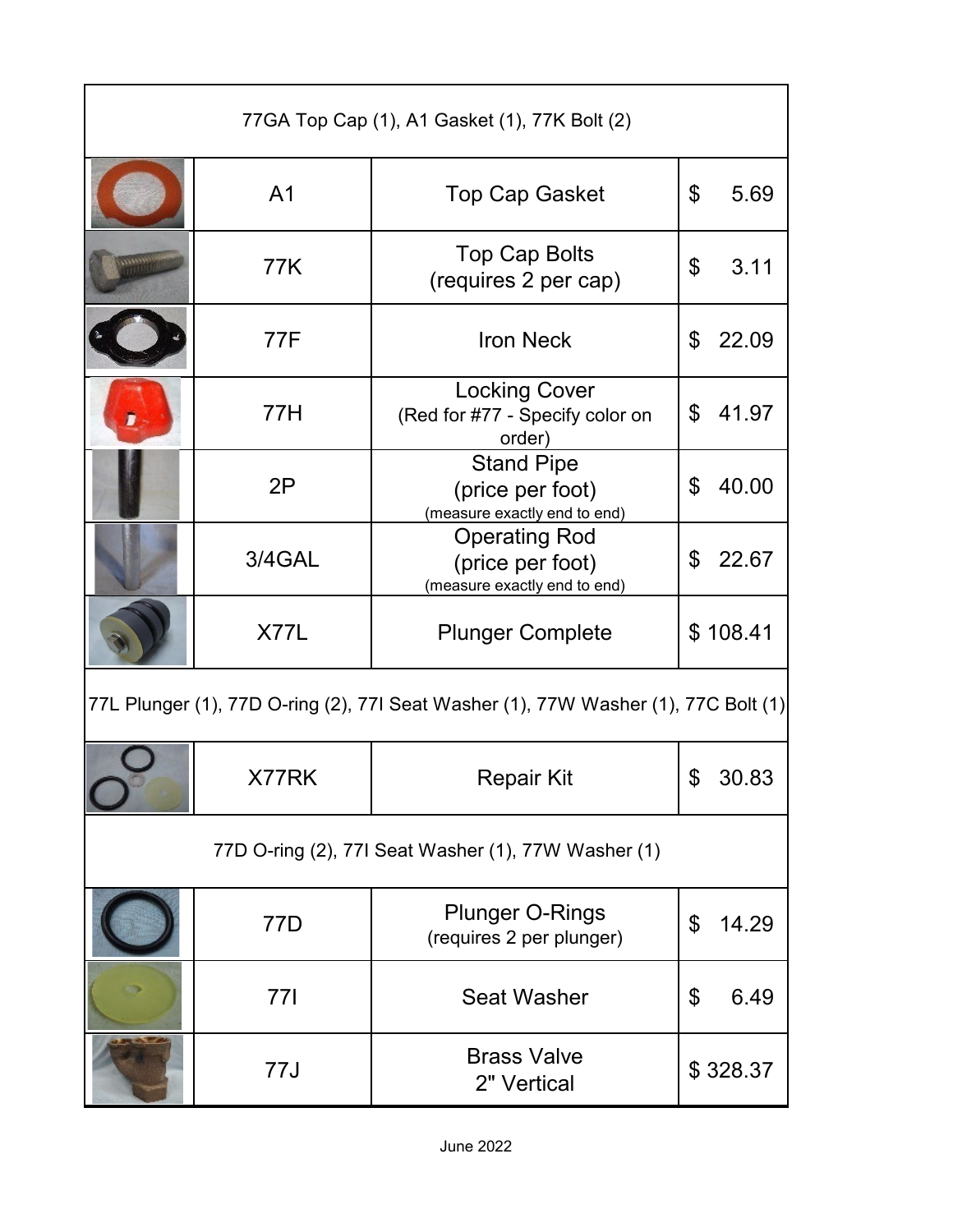| | | | |
|---|---|---|---|
| 77GA Top Cap (1), A1 Gasket (1), 77K Bolt (2) | | | |
| | A1 | Top Cap Gasket | $ 5.69 |
| | 77K | Top Cap Bolts (requires 2 per cap) | $ 3.11 |
| | 77F | Iron Neck | $ 22.09 |
| | 77H | Locking Cover (Red for #77 - Specify color on order) | $ 41.97 |
| | 2P | Stand Pipe (price per foot) (measure exactly end to end) | $ 40.00 |
| | 3/4GAL | Operating Rod (price per foot) (measure exactly end to end) | $ 22.67 |
| | X77L | Plunger Complete | $ 108.41 |
| 77L Plunger (1), 77D O-ring (2), 77I Seat Washer (1), 77W Washer (1), 77C Bolt (1) | | | |
| | X77RK | Repair Kit | $ 30.83 |
| 77D O-ring (2), 77I Seat Washer (1), 77W Washer (1) | | | |
| | 77D | Plunger O-Rings (requires 2 per plunger) | $ 14.29 |
| | 77I | Seat Washer | $ 6.49 |
| | 77J | Brass Valve 2" Vertical | $ 328.37 |

June 2022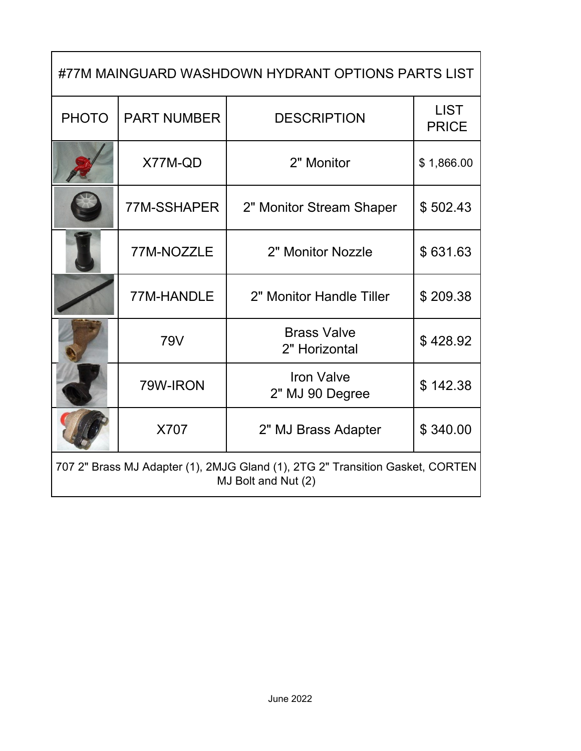| #77M MAINGUARD WASHDOWN HYDRANT OPTIONS PARTS LIST | | | |
|---|---|---|---|
| PHOTO | PART NUMBER | DESCRIPTION | LIST PRICE |
| | X77M-QD | 2" Monitor | $ 1,866.00 |
| | 77M-SSHAPER | 2" Monitor Stream Shaper | $ 502.43 |
| | 77M-NOZZLE | 2" Monitor Nozzle | $ 631.63 |
| | 77M-HANDLE | 2" Monitor Handle Tiller | $ 209.38 |
| | 79V | Brass Valve 2" Horizontal | $ 428.92 |
| | 79W-IRON | Iron Valve 2" MJ 90 Degree | $ 142.38 |
| | X707 | 2" MJ Brass Adapter | $ 340.00 |
| 707 2" Brass MJ Adapter (1), 2MJG Gland (1), 2TG 2" Transition Gasket, CORTEN MJ Bolt and Nut (2) | | | |

June 2022